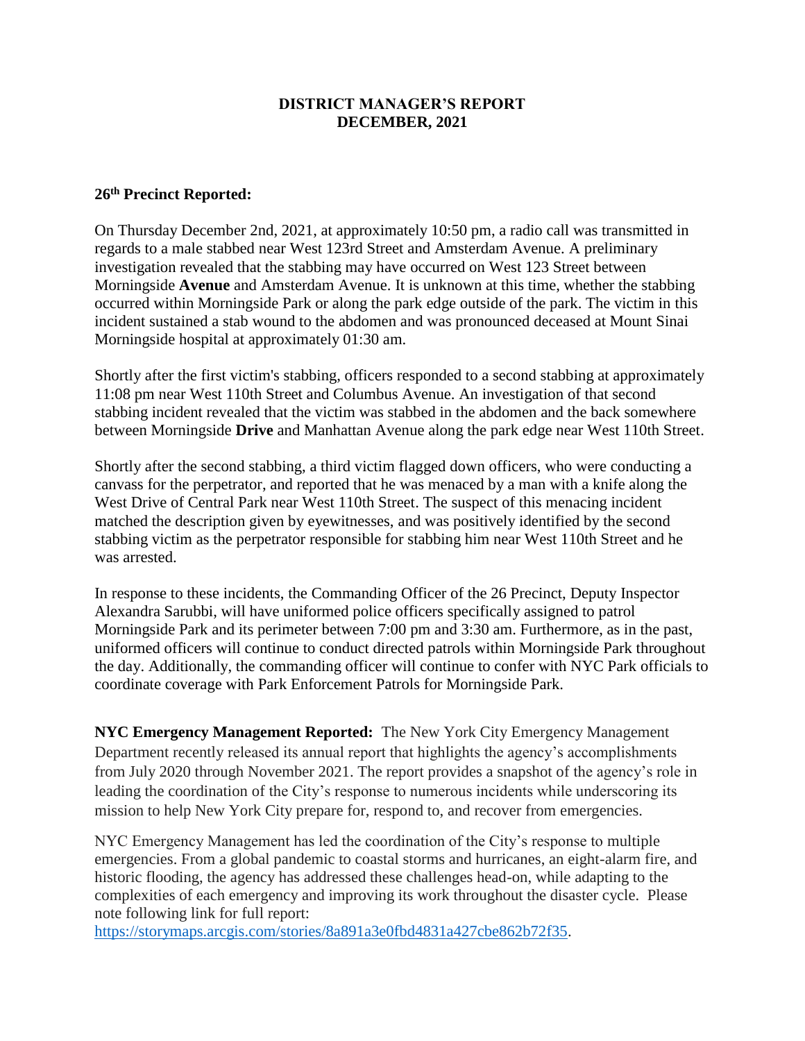# DISTRICT MANAGER'S REPORT
# DECEMBER, 2021

**26th Precinct Reported:**

On Thursday December 2nd, 2021, at approximately 10:50 pm, a radio call was transmitted in regards to a male stabbed near West 123rd Street and Amsterdam Avenue. A preliminary investigation revealed that the stabbing may have occurred on West 123 Street between Morningside **Avenue** and Amsterdam Avenue. It is unknown at this time, whether the stabbing occurred within Morningside Park or along the park edge outside of the park. The victim in this incident sustained a stab wound to the abdomen and was pronounced deceased at Mount Sinai Morningside hospital at approximately 01:30 am.

Shortly after the first victim's stabbing, officers responded to a second stabbing at approximately 11:08 pm near West 110th Street and Columbus Avenue. An investigation of that second stabbing incident revealed that the victim was stabbed in the abdomen and the back somewhere between Morningside **Drive** and Manhattan Avenue along the park edge near West 110th Street.

Shortly after the second stabbing, a third victim flagged down officers, who were conducting a canvass for the perpetrator, and reported that he was menaced by a man with a knife along the West Drive of Central Park near West 110th Street. The suspect of this menacing incident matched the description given by eyewitnesses, and was positively identified by the second stabbing victim as the perpetrator responsible for stabbing him near West 110th Street and he was arrested.

In response to these incidents, the Commanding Officer of the 26 Precinct, Deputy Inspector Alexandra Sarubbi, will have uniformed police officers specifically assigned to patrol Morningside Park and its perimeter between 7:00 pm and 3:30 am. Furthermore, as in the past, uniformed officers will continue to conduct directed patrols within Morningside Park throughout the day. Additionally, the commanding officer will continue to confer with NYC Park officials to coordinate coverage with Park Enforcement Patrols for Morningside Park.

**NYC Emergency Management Reported:** The New York City Emergency Management Department recently released its annual report that highlights the agency's accomplishments from July 2020 through November 2021. The report provides a snapshot of the agency's role in leading the coordination of the City's response to numerous incidents while underscoring its mission to help New York City prepare for, respond to, and recover from emergencies.

NYC Emergency Management has led the coordination of the City's response to multiple emergencies. From a global pandemic to coastal storms and hurricanes, an eight-alarm fire, and historic flooding, the agency has addressed these challenges head-on, while adapting to the complexities of each emergency and improving its work throughout the disaster cycle. Please note following link for full report: https://storymaps.arcgis.com/stories/8a891a3e0fbd4831a427cbe862b72f35.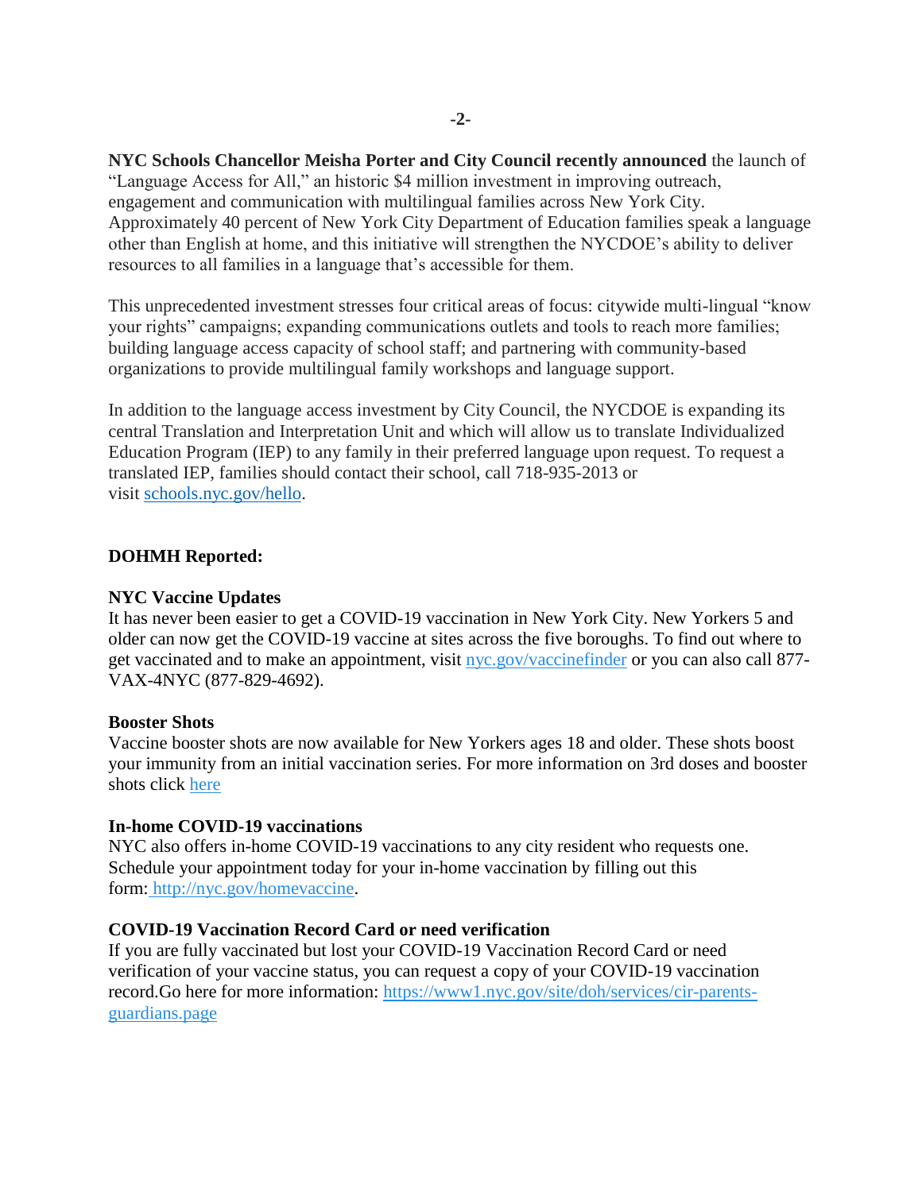**NYC Schools Chancellor Meisha Porter and City Council recently announced** the launch of "Language Access for All," an historic $4 million investment in improving outreach, engagement and communication with multilingual families across New York City. Approximately 40 percent of New York City Department of Education families speak a language other than English at home, and this initiative will strengthen the NYCDOE's ability to deliver resources to all families in a language that's accessible for them.

This unprecedented investment stresses four critical areas of focus: citywide multi-lingual "know your rights" campaigns; expanding communications outlets and tools to reach more families; building language access capacity of school staff; and partnering with community-based organizations to provide multilingual family workshops and language support.

In addition to the language access investment by City Council, the NYCDOE is expanding its central Translation and Interpretation Unit and which will allow us to translate Individualized Education Program (IEP) to any family in their preferred language upon request. To request a translated IEP, families should contact their school, call 718-935-2013 or visit [schools.nyc.gov/hello](schools.nyc.gov/hello).

**DOHMH Reported:**

**NYC Vaccine Updates**
It has never been easier to get a COVID-19 vaccination in New York City. New Yorkers 5 and older can now get the COVID-19 vaccine at sites across the five boroughs. To find out where to get vaccinated and to make an appointment, visit [nyc.gov/vaccinefinder](nyc.gov/vaccinefinder) or you can also call 877-VAX-4NYC (877-829-4692).

**Booster Shots**
Vaccine booster shots are now available for New Yorkers ages 18 and older. These shots boost your immunity from an initial vaccination series. For more information on 3rd doses and booster shots click here

**In-home COVID-19 vaccinations**
NYC also offers in-home COVID-19 vaccinations to any city resident who requests one. Schedule your appointment today for your in-home vaccination by filling out this form: [http://nyc.gov/homevaccine](http://nyc.gov/homevaccine).

**COVID-19 Vaccination Record Card or need verification**
If you are fully vaccinated but lost your COVID-19 Vaccination Record Card or need verification of your vaccine status, you can request a copy of your COVID-19 vaccination record.Go here for more information: [https://www1.nyc.gov/site/doh/services/cir-parents-guardians.page](https://www1.nyc.gov/site/doh/services/cir-parents-guardians.page)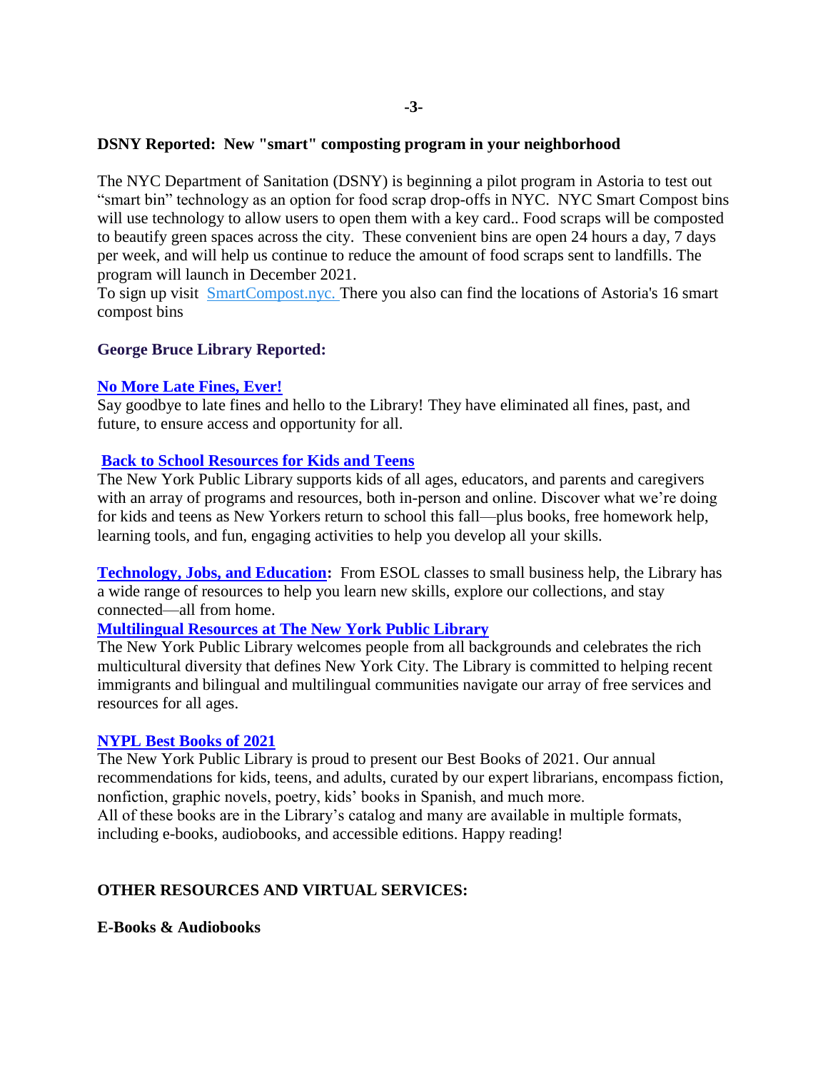**DSNY Reported: New "smart" composting program in your neighborhood**

The NYC Department of Sanitation (DSNY) is beginning a pilot program in Astoria to test out "smart bin" technology as an option for food scrap drop-offs in NYC. NYC Smart Compost bins will use technology to allow users to open them with a key card.. Food scraps will be composted to beautify green spaces across the city. These convenient bins are open 24 hours a day, 7 days per week, and will help us continue to reduce the amount of food scraps sent to landfills. The program will launch in December 2021.

To sign up visit SmartCompost.nyc. There you also can find the locations of Astoria's 16 smart compost bins

**George Bruce Library Reported:**

**No More Late Fines, Ever!**

Say goodbye to late fines and hello to the Library! They have eliminated all fines, past, and future, to ensure access and opportunity for all.

**Back to School Resources for Kids and Teens**

The New York Public Library supports kids of all ages, educators, and parents and caregivers with an array of programs and resources, both in-person and online. Discover what we're doing for kids and teens as New Yorkers return to school this fall—plus books, free homework help, learning tools, and fun, engaging activities to help you develop all your skills.

**Technology, Jobs, and Education:** From ESOL classes to small business help, the Library has a wide range of resources to help you learn new skills, explore our collections, and stay connected—all from home.

**Multilingual Resources at The New York Public Library**

The New York Public Library welcomes people from all backgrounds and celebrates the rich multicultural diversity that defines New York City. The Library is committed to helping recent immigrants and bilingual and multilingual communities navigate our array of free services and resources for all ages.

**NYPL Best Books of 2021**

The New York Public Library is proud to present our Best Books of 2021. Our annual recommendations for kids, teens, and adults, curated by our expert librarians, encompass fiction, nonfiction, graphic novels, poetry, kids' books in Spanish, and much more.

All of these books are in the Library's catalog and many are available in multiple formats, including e-books, audiobooks, and accessible editions. Happy reading!

**OTHER RESOURCES AND VIRTUAL SERVICES:**

**E-Books & Audiobooks**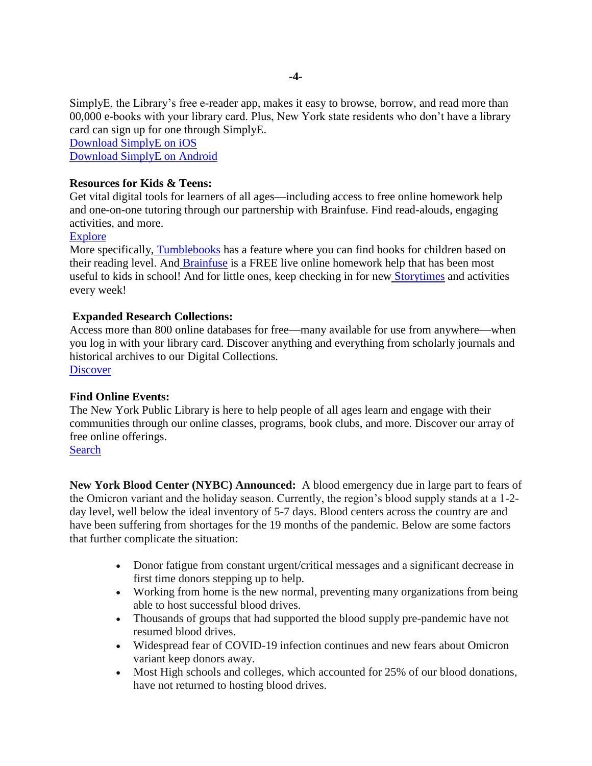SimplyE, the Library's free e-reader app, makes it easy to browse, borrow, and read more than 00,000 e-books with your library card. Plus, New York state residents who don't have a library card can sign up for one through SimplyE.

Download SimplyE on iOS

Download SimplyE on Android

**Resources for Kids & Teens:**

Get vital digital tools for learners of all ages—including access to free online homework help and one-on-one tutoring through our partnership with Brainfuse. Find read-alouds, engaging activities, and more.

Explore

More specifically, Tumblebooks has a feature where you can find books for children based on their reading level. And Brainfuse is a FREE live online homework help that has been most useful to kids in school! And for little ones, keep checking in for new Storytimes and activities every week!

**Expanded Research Collections:**

Access more than 800 online databases for free—many available for use from anywhere—when you log in with your library card. Discover anything and everything from scholarly journals and historical archives to our Digital Collections.

Discover

**Find Online Events:**

The New York Public Library is here to help people of all ages learn and engage with their communities through our online classes, programs, book clubs, and more. Discover our array of free online offerings.

Search

**New York Blood Center (NYBC) Announced:** A blood emergency due in large part to fears of the Omicron variant and the holiday season. Currently, the region's blood supply stands at a 1-2-day level, well below the ideal inventory of 5-7 days. Blood centers across the country are and have been suffering from shortages for the 19 months of the pandemic. Below are some factors that further complicate the situation:

- Donor fatigue from constant urgent/critical messages and a significant decrease in first time donors stepping up to help.
- Working from home is the new normal, preventing many organizations from being able to host successful blood drives.
- Thousands of groups that had supported the blood supply pre-pandemic have not resumed blood drives.
- Widespread fear of COVID-19 infection continues and new fears about Omicron variant keep donors away.
- Most High schools and colleges, which accounted for 25% of our blood donations, have not returned to hosting blood drives.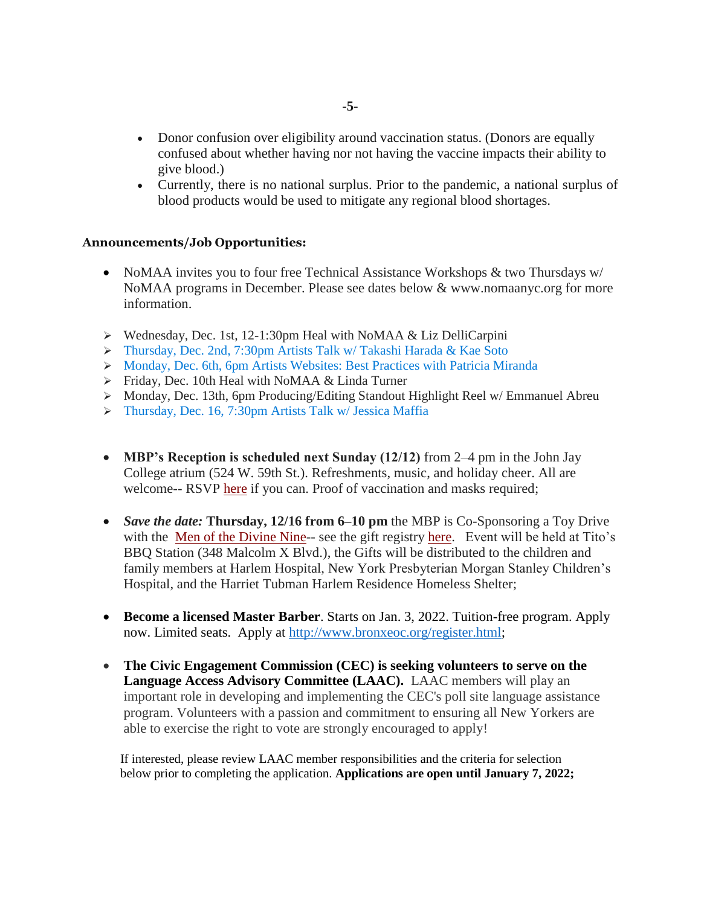- Donor confusion over eligibility around vaccination status. (Donors are equally confused about whether having nor not having the vaccine impacts their ability to give blood.)
- Currently, there is no national surplus. Prior to the pandemic, a national surplus of blood products would be used to mitigate any regional blood shortages.

**Announcements/Job Opportunities:**

- NoMAA invites you to four free Technical Assistance Workshops & two Thursdays w/ NoMAA programs in December. Please see dates below & www.nomaanyc.org for more information.

➢ Wednesday, Dec. 1st, 12-1:30pm Heal with NoMAA & Liz DelliCarpini
➢ Thursday, Dec. 2nd, 7:30pm Artists Talk w/ Takashi Harada & Kae Soto
➢ Monday, Dec. 6th, 6pm Artists Websites: Best Practices with Patricia Miranda
➢ Friday, Dec. 10th Heal with NoMAA & Linda Turner
➢ Monday, Dec. 13th, 6pm Producing/Editing Standout Highlight Reel w/ Emmanuel Abreu
➢ Thursday, Dec. 16, 7:30pm Artists Talk w/ Jessica Maffia

- **MBP's Reception is scheduled next Sunday (12/12)** from 2–4 pm in the John Jay College atrium (524 W. 59th St.). Refreshments, music, and holiday cheer. All are welcome-- RSVP here if you can. Proof of vaccination and masks required;

- ***Save the date:*** **Thursday, 12/16 from 6–10 pm** the MBP is Co-Sponsoring a Toy Drive with the Men of the Divine Nine-- see the gift registry here. Event will be held at Tito's BBQ Station (348 Malcolm X Blvd.), the Gifts will be distributed to the children and family members at Harlem Hospital, New York Presbyterian Morgan Stanley Children's Hospital, and the Harriet Tubman Harlem Residence Homeless Shelter;

- **Become a licensed Master Barber**. Starts on Jan. 3, 2022. Tuition-free program. Apply now. Limited seats. Apply at http://www.bronxeoc.org/register.html;

- **The Civic Engagement Commission (CEC) is seeking volunteers to serve on the Language Access Advisory Committee (LAAC).** LAAC members will play an important role in developing and implementing the CEC's poll site language assistance program. Volunteers with a passion and commitment to ensuring all New Yorkers are able to exercise the right to vote are strongly encouraged to apply!

  If interested, please review LAAC member responsibilities and the criteria for selection below prior to completing the application. **Applications are open until January 7, 2022;**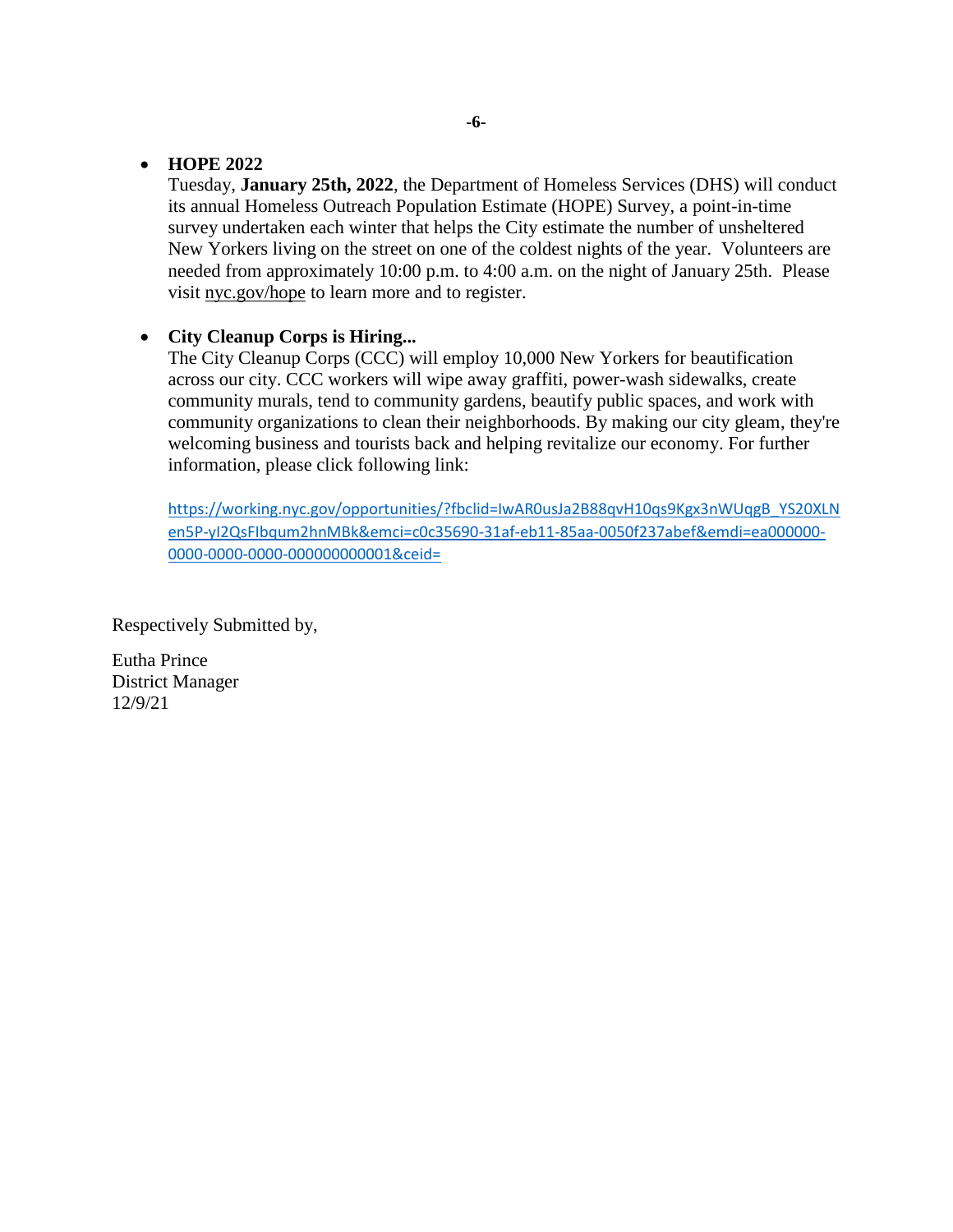- **HOPE 2022**
  Tuesday, **January 25th, 2022**, the Department of Homeless Services (DHS) will conduct its annual Homeless Outreach Population Estimate (HOPE) Survey, a point-in-time survey undertaken each winter that helps the City estimate the number of unsheltered New Yorkers living on the street on one of the coldest nights of the year. Volunteers are needed from approximately 10:00 p.m. to 4:00 a.m. on the night of January 25th. Please visit nyc.gov/hope to learn more and to register.

- **City Cleanup Corps is Hiring...**
  The City Cleanup Corps (CCC) will employ 10,000 New Yorkers for beautification across our city. CCC workers will wipe away graffiti, power-wash sidewalks, create community murals, tend to community gardens, beautify public spaces, and work with community organizations to clean their neighborhoods. By making our city gleam, they're welcoming business and tourists back and helping revitalize our economy. For further information, please click following link:

  https://working.nyc.gov/opportunities/?fbclid=IwAR0usJa2B88qvH10qs9Kgx3nWUqgB_YS20XLNen5P-yI2QsFIbqum2hnMBk&emci=c0c35690-31af-eb11-85aa-0050f237abef&emdi=ea000000-0000-0000-0000-000000000001&ceid=

Respectively Submitted by,

Eutha Prince
District Manager
12/9/21